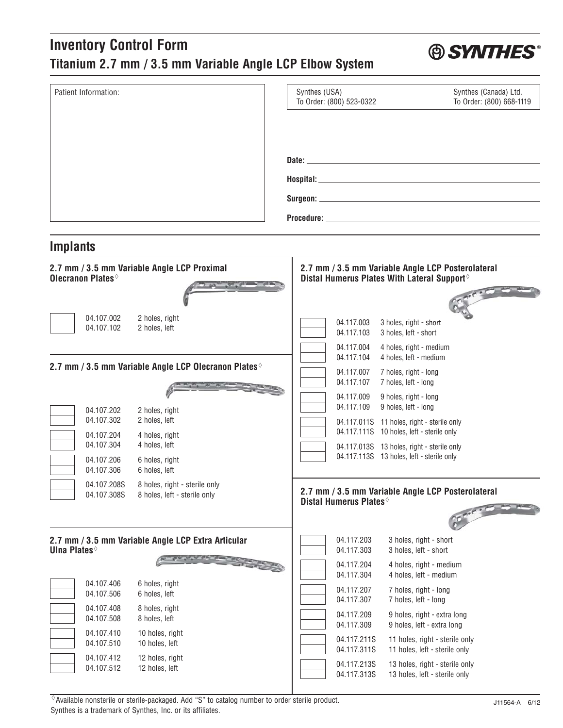# Inventory Control Form

## Titanium 2.7 mm / 3.5 mm Variable Angle LCP Elbow System

SYNTHES®

Patient Information:

Synthes (USA)
To Order: (800) 523-0322

Synthes (Canada) Ltd.
To Order: (800) 668-1119

**Date:** ______________________

**Hospital:** ______________________

**Surgeon:** ______________________

**Procedure:** ______________________

## Implants

### 2.7 mm / 3.5 mm Variable Angle LCP Proximal Olecranon Plates◊

| | | |
|---|---|---|
| | 04.107.002 | 2 holes, right |
| | 04.107.102 | 2 holes, left |

### 2.7 mm / 3.5 mm Variable Angle LCP Olecranon Plates◊

| | | |
|---|---|---|
| | 04.107.202 | 2 holes, right |
| | 04.107.302 | 2 holes, left |
| | 04.107.204 | 4 holes, right |
| | 04.107.304 | 4 holes, left |
| | 04.107.206 | 6 holes, right |
| | 04.107.306 | 6 holes, left |
| | 04.107.208S | 8 holes, right - sterile only |
| | 04.107.308S | 8 holes, left - sterile only |

### 2.7 mm / 3.5 mm Variable Angle LCP Extra Articular Ulna Plates◊

| | | |
|---|---|---|
| | 04.107.406 | 6 holes, right |
| | 04.107.506 | 6 holes, left |
| | 04.107.408 | 8 holes, right |
| | 04.107.508 | 8 holes, left |
| | 04.107.410 | 10 holes, right |
| | 04.107.510 | 10 holes, left |
| | 04.107.412 | 12 holes, right |
| | 04.107.512 | 12 holes, left |

### 2.7 mm / 3.5 mm Variable Angle LCP Posterolateral Distal Humerus Plates With Lateral Support◊

| | | |
|---|---|---|
| | 04.117.003 | 3 holes, right - short |
| | 04.117.103 | 3 holes, left - short |
| | 04.117.004 | 4 holes, right - medium |
| | 04.117.104 | 4 holes, left - medium |
| | 04.117.007 | 7 holes, right - long |
| | 04.117.107 | 7 holes, left - long |
| | 04.117.009 | 9 holes, right - long |
| | 04.117.109 | 9 holes, left - long |
| | 04.117.011S | 11 holes, right - sterile only |
| | 04.117.111S | 10 holes, left - sterile only |
| | 04.117.013S | 13 holes, right - sterile only |
| | 04.117.113S | 13 holes, left - sterile only |

### 2.7 mm / 3.5 mm Variable Angle LCP Posterolateral Distal Humerus Plates◊

| | | |
|---|---|---|
| | 04.117.203 | 3 holes, right - short |
| | 04.117.303 | 3 holes, left - short |
| | 04.117.204 | 4 holes, right - medium |
| | 04.117.304 | 4 holes, left - medium |
| | 04.117.207 | 7 holes, right - long |
| | 04.117.307 | 7 holes, left - long |
| | 04.117.209 | 9 holes, right - extra long |
| | 04.117.309 | 9 holes, left - extra long |
| | 04.117.211S | 11 holes, right - sterile only |
| | 04.117.311S | 11 holes, left - sterile only |
| | 04.117.213S | 13 holes, right - sterile only |
| | 04.117.313S | 13 holes, left - sterile only |

◊Available nonsterile or sterile-packaged. Add "S" to catalog number to order sterile product.
Synthes is a trademark of Synthes, Inc. or its affiliates.

J11564-A 6/12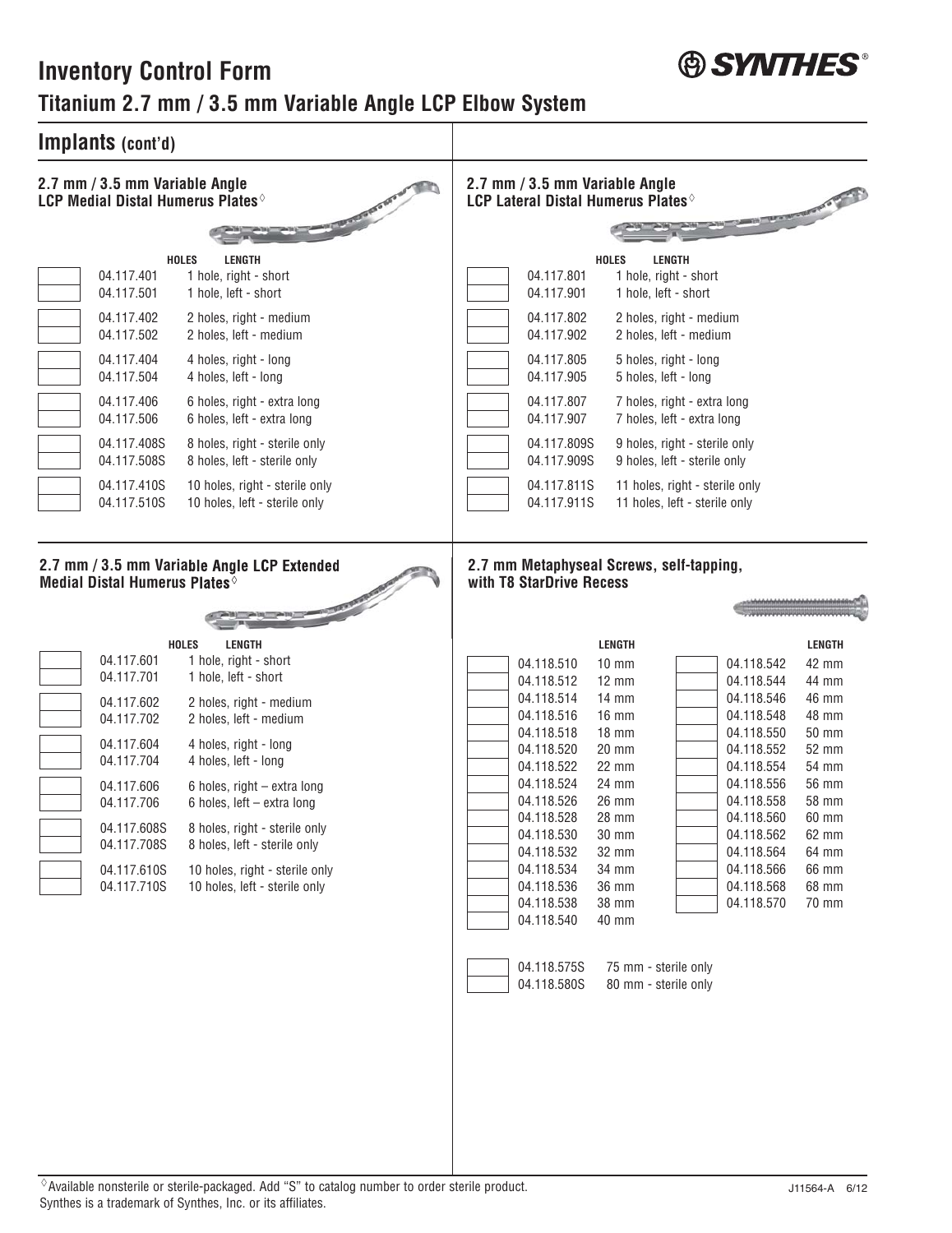# Inventory Control Form

## Titanium 2.7 mm / 3.5 mm Variable Angle LCP Elbow System

## Implants (cont'd)

### 2.7 mm / 3.5 mm Variable Angle LCP Medial Distal Humerus Plates◊

| | | HOLES LENGTH |
|---|---|---|
| | 04.117.401 | 1 hole, right - short |
| | 04.117.501 | 1 hole, left - short |
| | 04.117.402 | 2 holes, right - medium |
| | 04.117.502 | 2 holes, left - medium |
| | 04.117.404 | 4 holes, right - long |
| | 04.117.504 | 4 holes, left - long |
| | 04.117.406 | 6 holes, right - extra long |
| | 04.117.506 | 6 holes, left - extra long |
| | 04.117.408S | 8 holes, right - sterile only |
| | 04.117.508S | 8 holes, left - sterile only |
| | 04.117.410S | 10 holes, right - sterile only |
| | 04.117.510S | 10 holes, left - sterile only |

### 2.7 mm / 3.5 mm Variable Angle LCP Lateral Distal Humerus Plates◊

| | | HOLES LENGTH |
|---|---|---|
| | 04.117.801 | 1 hole, right - short |
| | 04.117.901 | 1 hole, left - short |
| | 04.117.802 | 2 holes, right - medium |
| | 04.117.902 | 2 holes, left - medium |
| | 04.117.805 | 5 holes, right - long |
| | 04.117.905 | 5 holes, left - long |
| | 04.117.807 | 7 holes, right - extra long |
| | 04.117.907 | 7 holes, left - extra long |
| | 04.117.809S | 9 holes, right - sterile only |
| | 04.117.909S | 9 holes, left - sterile only |
| | 04.117.811S | 11 holes, right - sterile only |
| | 04.117.911S | 11 holes, left - sterile only |

### 2.7 mm / 3.5 mm Variable Angle LCP Extended Medial Distal Humerus Plates◊

| | | HOLES LENGTH |
|---|---|---|
| | 04.117.601 | 1 hole, right - short |
| | 04.117.701 | 1 hole, left - short |
| | 04.117.602 | 2 holes, right - medium |
| | 04.117.702 | 2 holes, left - medium |
| | 04.117.604 | 4 holes, right - long |
| | 04.117.704 | 4 holes, left - long |
| | 04.117.606 | 6 holes, right – extra long |
| | 04.117.706 | 6 holes, left – extra long |
| | 04.117.608S | 8 holes, right - sterile only |
| | 04.117.708S | 8 holes, left - sterile only |
| | 04.117.610S | 10 holes, right - sterile only |
| | 04.117.710S | 10 holes, left - sterile only |

### 2.7 mm Metaphyseal Screws, self-tapping, with T8 StarDrive Recess

| | | LENGTH | | | LENGTH |
|---|---|---|---|---|---|
| | 04.118.510 | 10 mm | | 04.118.542 | 42 mm |
| | 04.118.512 | 12 mm | | 04.118.544 | 44 mm |
| | 04.118.514 | 14 mm | | 04.118.546 | 46 mm |
| | 04.118.516 | 16 mm | | 04.118.548 | 48 mm |
| | 04.118.518 | 18 mm | | 04.118.550 | 50 mm |
| | 04.118.520 | 20 mm | | 04.118.552 | 52 mm |
| | 04.118.522 | 22 mm | | 04.118.554 | 54 mm |
| | 04.118.524 | 24 mm | | 04.118.556 | 56 mm |
| | 04.118.526 | 26 mm | | 04.118.558 | 58 mm |
| | 04.118.528 | 28 mm | | 04.118.560 | 60 mm |
| | 04.118.530 | 30 mm | | 04.118.562 | 62 mm |
| | 04.118.532 | 32 mm | | 04.118.564 | 64 mm |
| | 04.118.534 | 34 mm | | 04.118.566 | 66 mm |
| | 04.118.536 | 36 mm | | 04.118.568 | 68 mm |
| | 04.118.538 | 38 mm | | 04.118.570 | 70 mm |
| | 04.118.540 | 40 mm | | | |

| | | |
|---|---|---|
| | 04.118.575S | 75 mm - sterile only |
| | 04.118.580S | 80 mm - sterile only |

◊Available nonsterile or sterile-packaged. Add "S" to catalog number to order sterile product.

Synthes is a trademark of Synthes, Inc. or its affiliates.

J11564-A 6/12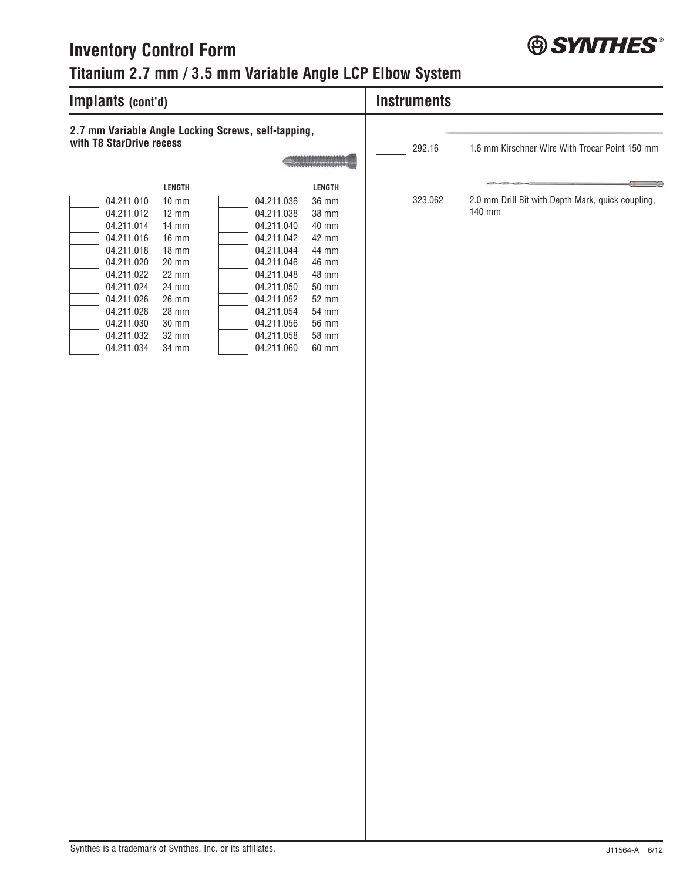# Inventory Control Form

## Titanium 2.7 mm / 3.5 mm Variable Angle LCP Elbow System

## Implants (cont'd)

### 2.7 mm Variable Angle Locking Screws, self-tapping, with T8 StarDrive recess

| | | LENGTH | | | LENGTH |
|---|---|---|---|---|---|
| | 04.211.010 | 10 mm | | 04.211.036 | 36 mm |
| | 04.211.012 | 12 mm | | 04.211.038 | 38 mm |
| | 04.211.014 | 14 mm | | 04.211.040 | 40 mm |
| | 04.211.016 | 16 mm | | 04.211.042 | 42 mm |
| | 04.211.018 | 18 mm | | 04.211.044 | 44 mm |
| | 04.211.020 | 20 mm | | 04.211.046 | 46 mm |
| | 04.211.022 | 22 mm | | 04.211.048 | 48 mm |
| | 04.211.024 | 24 mm | | 04.211.050 | 50 mm |
| | 04.211.026 | 26 mm | | 04.211.052 | 52 mm |
| | 04.211.028 | 28 mm | | 04.211.054 | 54 mm |
| | 04.211.030 | 30 mm | | 04.211.056 | 56 mm |
| | 04.211.032 | 32 mm | | 04.211.058 | 58 mm |
| | 04.211.034 | 34 mm | | 04.211.060 | 60 mm |

## Instruments

| | | |
|---|---|---|
| | 292.16 | 1.6 mm Kirschner Wire With Trocar Point 150 mm |
| | 323.062 | 2.0 mm Drill Bit with Depth Mark, quick coupling, 140 mm |

Synthes is a trademark of Synthes, Inc. or its affiliates.

J11564-A 6/12